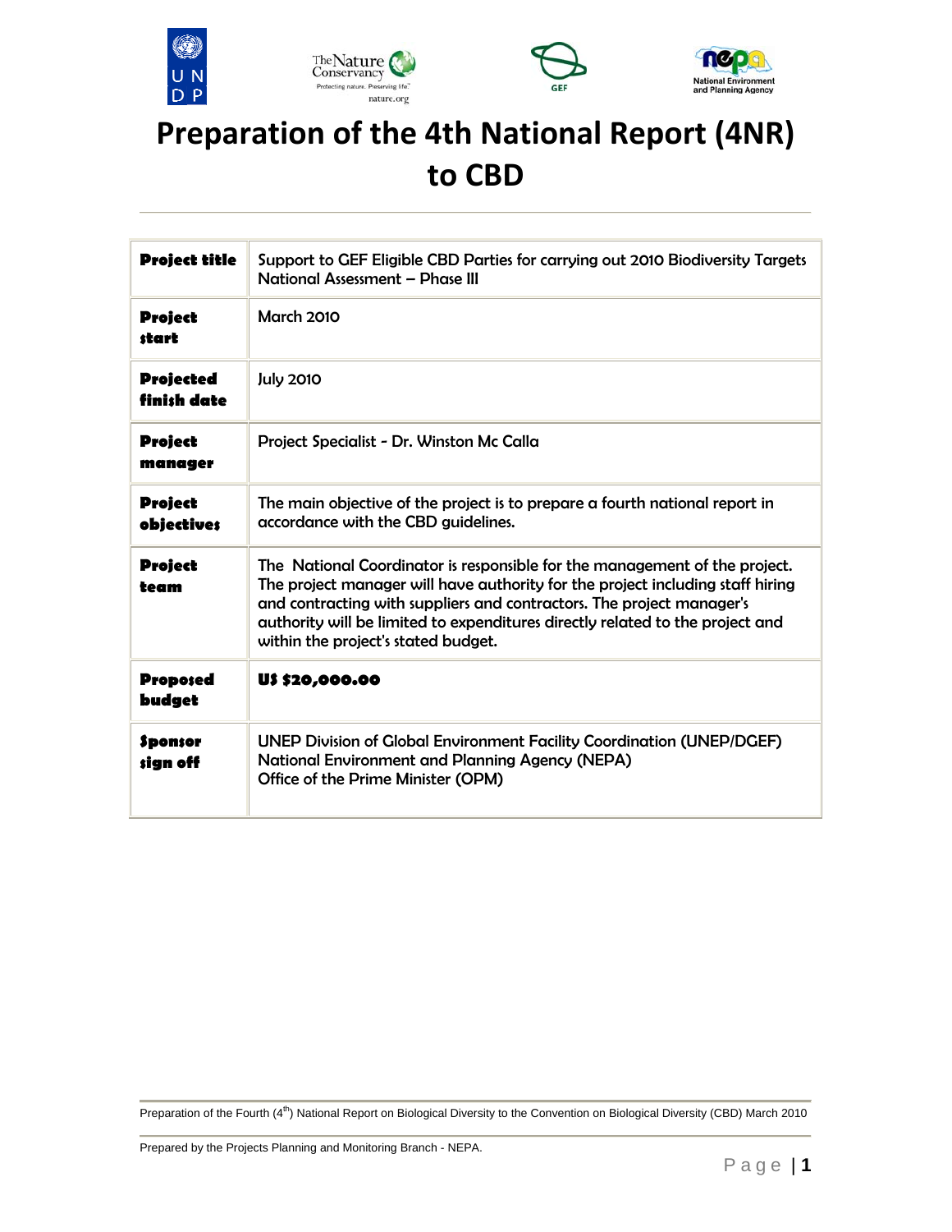# Preparation of the 4th National Report (4NR) to CBD

| | |
|---|---|
| **Project title** | Support to GEF Eligible CBD Parties for carrying out 2010 Biodiversity Targets National Assessment – Phase III |
| **Project start** | March 2010 |
| **Projected finish date** | July 2010 |
| **Project manager** | Project Specialist - Dr. Winston Mc Calla |
| **Project objectives** | The main objective of the project is to prepare a fourth national report in accordance with the CBD guidelines. |
| **Project team** | The National Coordinator is responsible for the management of the project. The project manager will have authority for the project including staff hiring and contracting with suppliers and contractors. The project manager's authority will be limited to expenditures directly related to the project and within the project's stated budget. |
| **Proposed budget** | **US $20,000.00** |
| **Sponsor sign off** | UNEP Division of Global Environment Facility Coordination (UNEP/DGEF)<br>National Environment and Planning Agency (NEPA)<br>Office of the Prime Minister (OPM) |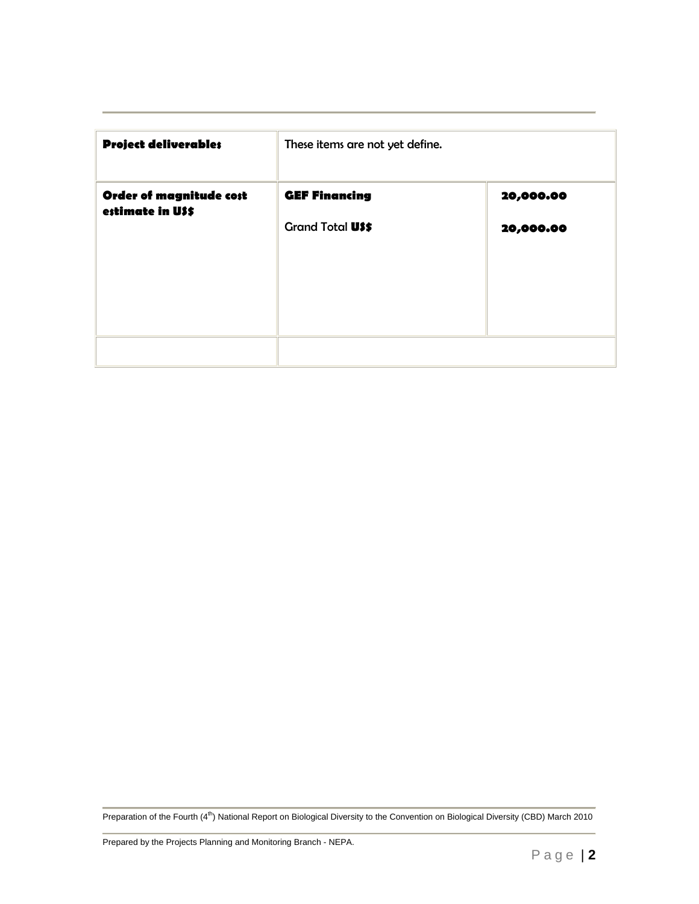| | | |
|---|---|---|
| **Project deliverables** | These items are not yet define. | |
| **Order of magnitude cost estimate in US$** | **GEF Financing**<br><br>Grand Total **US$** | **20,000.00**<br><br>**20,000.00** |
| | | |